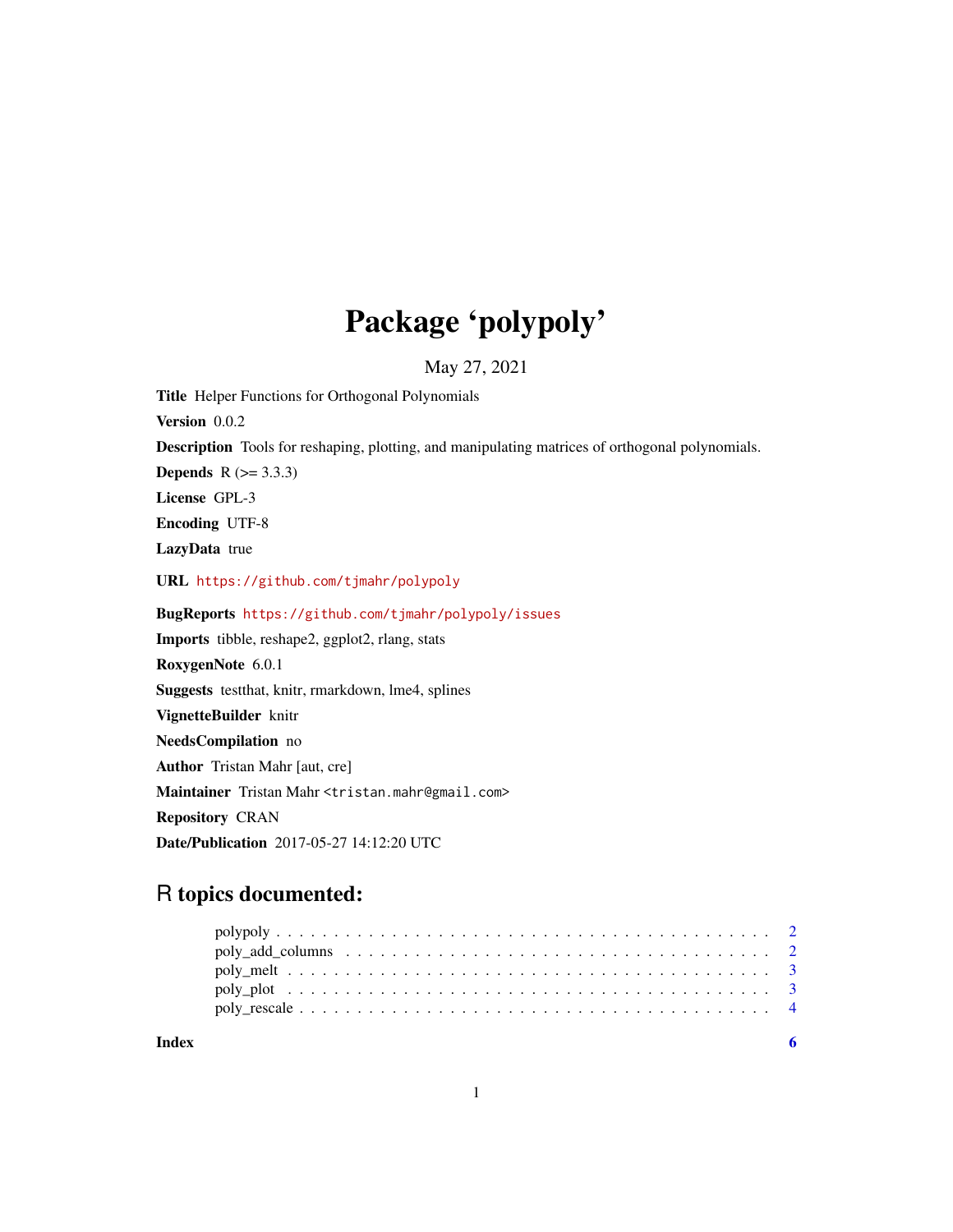# Package 'polypoly'

May 27, 2021

**Title** Helper Functions for Orthogonal Polynomials

**Version** 0.0.2

**Description** Tools for reshaping, plotting, and manipulating matrices of orthogonal polynomials.

**Depends** R (>= 3.3.3)

**License** GPL-3

**Encoding** UTF-8

**LazyData** true

**URL** https://github.com/tjmahr/polypoly

**BugReports** https://github.com/tjmahr/polypoly/issues

**Imports** tibble, reshape2, ggplot2, rlang, stats

**RoxygenNote** 6.0.1

**Suggests** testthat, knitr, rmarkdown, lme4, splines

**VignetteBuilder** knitr

**NeedsCompilation** no

**Author** Tristan Mahr [aut, cre]

**Maintainer** Tristan Mahr <tristan.mahr@gmail.com>

**Repository** CRAN

**Date/Publication** 2017-05-27 14:12:20 UTC

## R topics documented:

- polypoly . . . . . . . . . . . . . . . . . . . . . . . . . . . . . . . . . . . . . . . . . 2
- poly_add_columns . . . . . . . . . . . . . . . . . . . . . . . . . . . . . . . . . . . . 2
- poly_melt . . . . . . . . . . . . . . . . . . . . . . . . . . . . . . . . . . . . . . . . 3
- poly_plot . . . . . . . . . . . . . . . . . . . . . . . . . . . . . . . . . . . . . . . . 3
- poly_rescale . . . . . . . . . . . . . . . . . . . . . . . . . . . . . . . . . . . . . . . 4

**Index** 6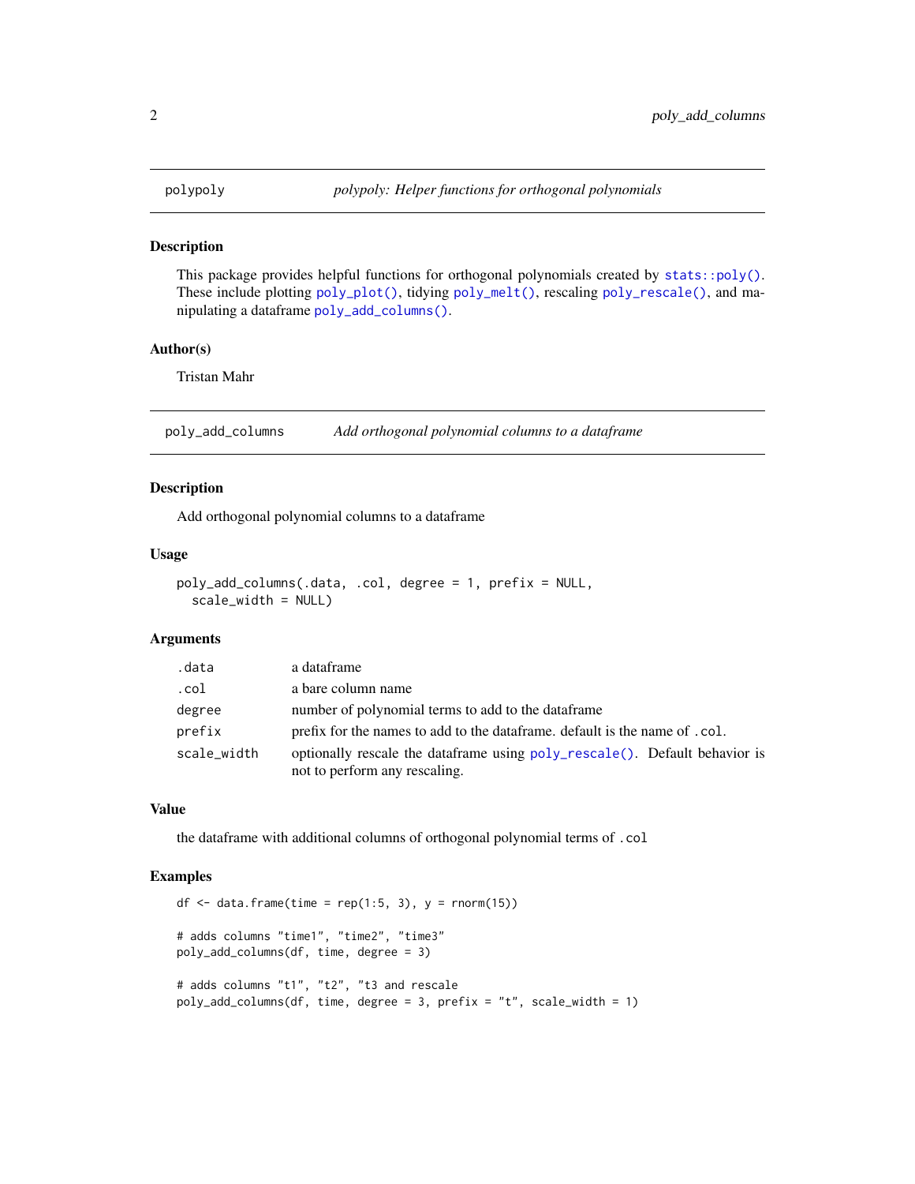## polypoly — *polypoly: Helper functions for orthogonal polynomials*

### Description

This package provides helpful functions for orthogonal polynomials created by `stats::poly()`. These include plotting `poly_plot()`, tidying `poly_melt()`, rescaling `poly_rescale()`, and manipulating a dataframe `poly_add_columns()`.

### Author(s)

Tristan Mahr

## poly_add_columns — *Add orthogonal polynomial columns to a dataframe*

### Description

Add orthogonal polynomial columns to a dataframe

### Usage

```
poly_add_columns(.data, .col, degree = 1, prefix = NULL,
  scale_width = NULL)
```

### Arguments

| | |
|---|---|
| `.data` | a dataframe |
| `.col` | a bare column name |
| `degree` | number of polynomial terms to add to the dataframe |
| `prefix` | prefix for the names to add to the dataframe. default is the name of `.col`. |
| `scale_width` | optionally rescale the dataframe using `poly_rescale()`. Default behavior is not to perform any rescaling. |

### Value

the dataframe with additional columns of orthogonal polynomial terms of `.col`

### Examples

```
df <- data.frame(time = rep(1:5, 3), y = rnorm(15))

# adds columns "time1", "time2", "time3"
poly_add_columns(df, time, degree = 3)

# adds columns "t1", "t2", "t3 and rescale
poly_add_columns(df, time, degree = 3, prefix = "t", scale_width = 1)
```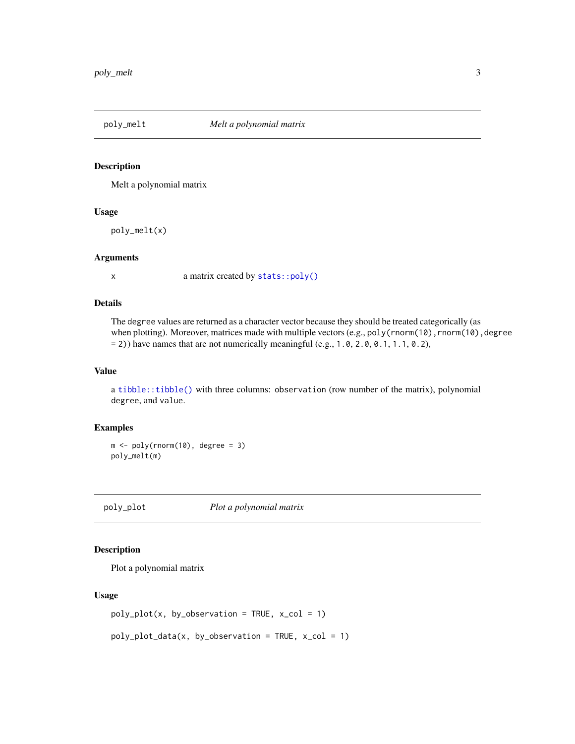## poly_melt — *Melt a polynomial matrix*

### Description

Melt a polynomial matrix

### Usage

```
poly_melt(x)
```

### Arguments

| | |
|---|---|
| `x` | a matrix created by `stats::poly()` |

### Details

The `degree` values are returned as a character vector because they should be treated categorically (as when plotting). Moreover, matrices made with multiple vectors (e.g., `poly(rnorm(10),rnorm(10),degree = 2)`) have names that are not numerically meaningful (e.g., `1.0`, `2.0`, `0.1`, `1.1`, `0.2`),

### Value

a `tibble::tibble()` with three columns: `observation` (row number of the matrix), polynomial `degree`, and `value`.

### Examples

```
m <- poly(rnorm(10), degree = 3)
poly_melt(m)
```

## poly_plot — *Plot a polynomial matrix*

### Description

Plot a polynomial matrix

### Usage

```
poly_plot(x, by_observation = TRUE, x_col = 1)

poly_plot_data(x, by_observation = TRUE, x_col = 1)
```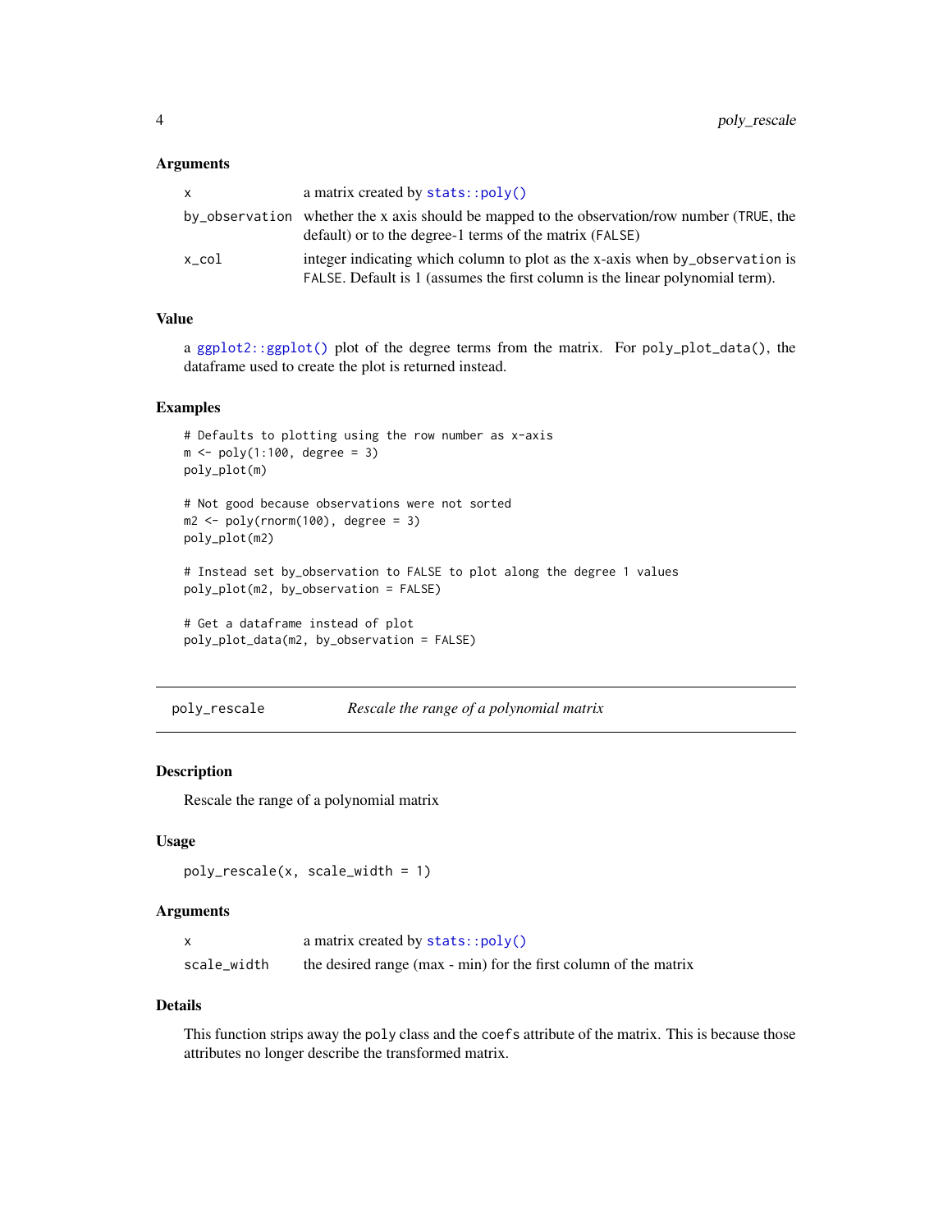### Arguments

| | |
|---|---|
| x | a matrix created by `stats::poly()` |
| by_observation | whether the x axis should be mapped to the observation/row number (TRUE, the default) or to the degree-1 terms of the matrix (FALSE) |
| x_col | integer indicating which column to plot as the x-axis when by_observation is FALSE. Default is 1 (assumes the first column is the linear polynomial term). |

### Value

a `ggplot2::ggplot()` plot of the degree terms from the matrix. For poly_plot_data(), the dataframe used to create the plot is returned instead.

### Examples

```
# Defaults to plotting using the row number as x-axis
m <- poly(1:100, degree = 3)
poly_plot(m)

# Not good because observations were not sorted
m2 <- poly(rnorm(100), degree = 3)
poly_plot(m2)

# Instead set by_observation to FALSE to plot along the degree 1 values
poly_plot(m2, by_observation = FALSE)

# Get a dataframe instead of plot
poly_plot_data(m2, by_observation = FALSE)
```

---

## poly_rescale — *Rescale the range of a polynomial matrix*

### Description

Rescale the range of a polynomial matrix

### Usage

```
poly_rescale(x, scale_width = 1)
```

### Arguments

| | |
|---|---|
| x | a matrix created by `stats::poly()` |
| scale_width | the desired range (max - min) for the first column of the matrix |

### Details

This function strips away the poly class and the coefs attribute of the matrix. This is because those attributes no longer describe the transformed matrix.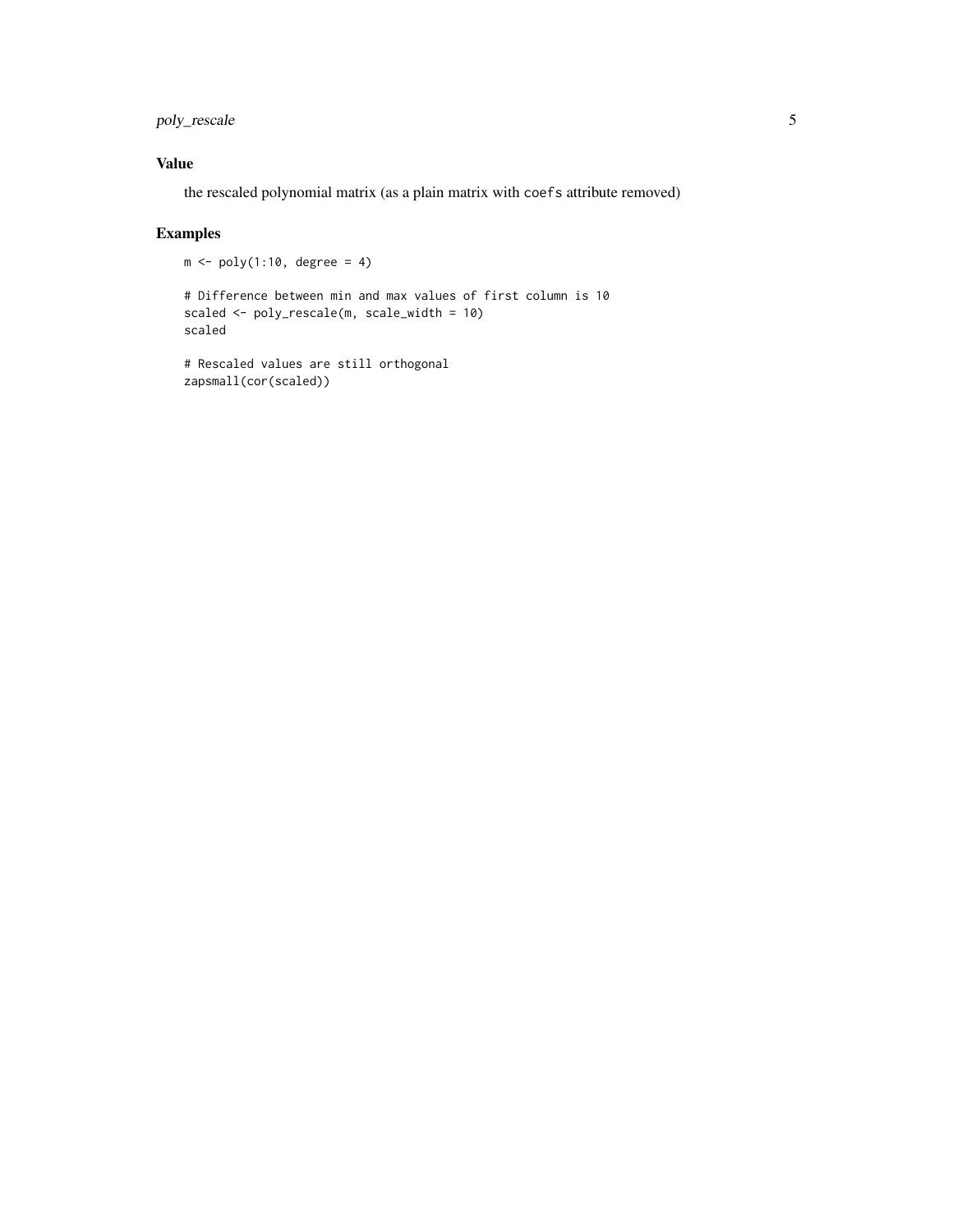### Value

the rescaled polynomial matrix (as a plain matrix with `coefs` attribute removed)

### Examples

```
m <- poly(1:10, degree = 4)

# Difference between min and max values of first column is 10
scaled <- poly_rescale(m, scale_width = 10)
scaled

# Rescaled values are still orthogonal
zapsmall(cor(scaled))
```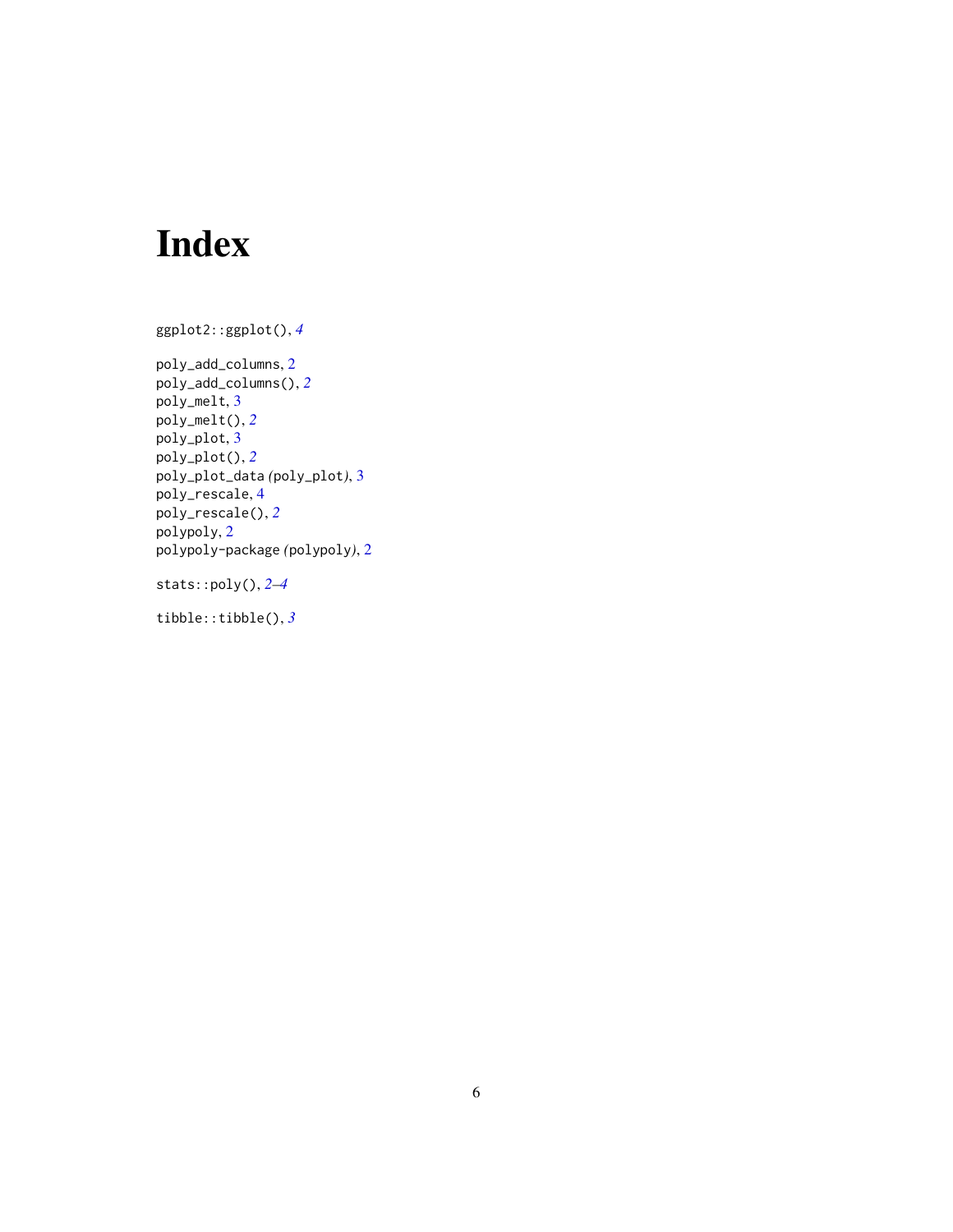# Index

ggplot2::ggplot(), *4*

poly_add_columns, 2
poly_add_columns(), *2*
poly_melt, 3
poly_melt(), *2*
poly_plot, 3
poly_plot(), *2*
poly_plot_data *(*poly_plot*)*, 3
poly_rescale, 4
poly_rescale(), *2*
polypoly, 2
polypoly-package *(*polypoly*)*, 2

stats::poly(), *2–4*

tibble::tibble(), *3*